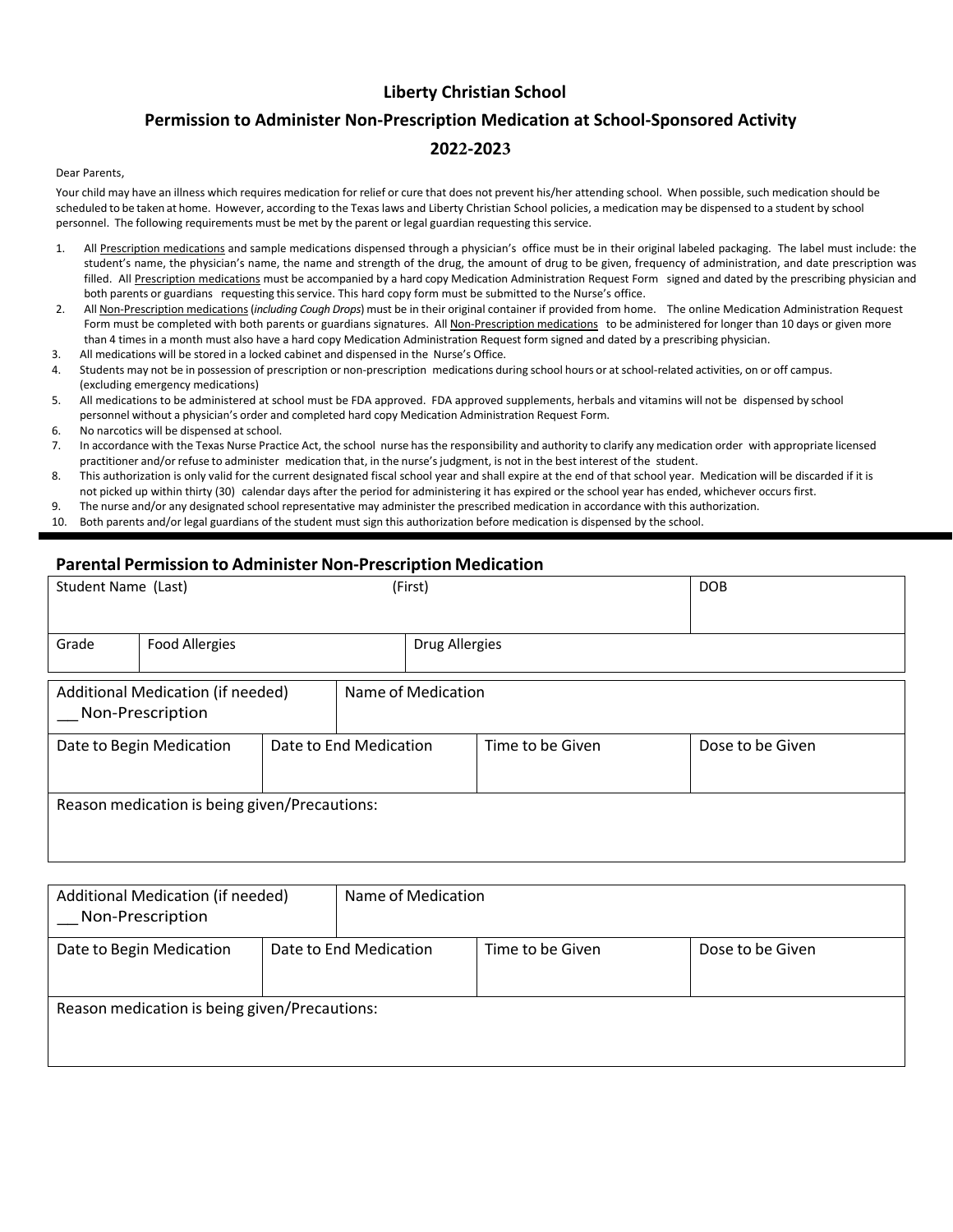# Liberty Christian School

## Permission to Administer Non-Prescription Medication at School-Sponsored Activity

## 2022-2023

Dear Parents,

Your child may have an illness which requires medication for relief or cure that does not prevent his/her attending school. When possible, such medication should be scheduled to be taken at home. However, according to the Texas laws and Liberty Christian School policies, a medication may be dispensed to a student by school personnel. The following requirements must be met by the parent or legal guardian requesting this service.

1. All Prescription medications and sample medications dispensed through a physician's office must be in their original labeled packaging. The label must include: the student's name, the physician's name, the name and strength of the drug, the amount of drug to be given, frequency of administration, and date prescription was filled. All Prescription medications must be accompanied by a hard copy Medication Administration Request Form signed and dated by the prescribing physician and both parents or guardians requesting this service. This hard copy form must be submitted to the Nurse's office.
2. All Non-Prescription medications (*including Cough Drops*) must be in their original container if provided from home. The online Medication Administration Request Form must be completed with both parents or guardians signatures. All Non-Prescription medications to be administered for longer than 10 days or given more than 4 times in a month must also have a hard copy Medication Administration Request form signed and dated by a prescribing physician.
3. All medications will be stored in a locked cabinet and dispensed in the Nurse's Office.
4. Students may not be in possession of prescription or non-prescription medications during school hours or at school-related activities, on or off campus. (excluding emergency medications)
5. All medications to be administered at school must be FDA approved. FDA approved supplements, herbals and vitamins will not be dispensed by school personnel without a physician's order and completed hard copy Medication Administration Request Form.
6. No narcotics will be dispensed at school.
7. In accordance with the Texas Nurse Practice Act, the school nurse has the responsibility and authority to clarify any medication order with appropriate licensed practitioner and/or refuse to administer medication that, in the nurse's judgment, is not in the best interest of the student.
8. This authorization is only valid for the current designated fiscal school year and shall expire at the end of that school year. Medication will be discarded if it is not picked up within thirty (30) calendar days after the period for administering it has expired or the school year has ended, whichever occurs first.
9. The nurse and/or any designated school representative may administer the prescribed medication in accordance with this authorization.
10. Both parents and/or legal guardians of the student must sign this authorization before medication is dispensed by the school.

---

## Parental Permission to Administer Non-Prescription Medication

| Student Name (Last) | | (First) | DOB |
|---|---|---|---|
| Grade | Food Allergies | Drug Allergies | |

| Additional Medication (if needed) ___ Non-Prescription | | Name of Medication | |
|---|---|---|---|
| Date to Begin Medication | Date to End Medication | Time to be Given | Dose to be Given |
| Reason medication is being given/Precautions: | | | |

| Additional Medication (if needed) ___ Non-Prescription | | Name of Medication | |
|---|---|---|---|
| Date to Begin Medication | Date to End Medication | Time to be Given | Dose to be Given |
| Reason medication is being given/Precautions: | | | |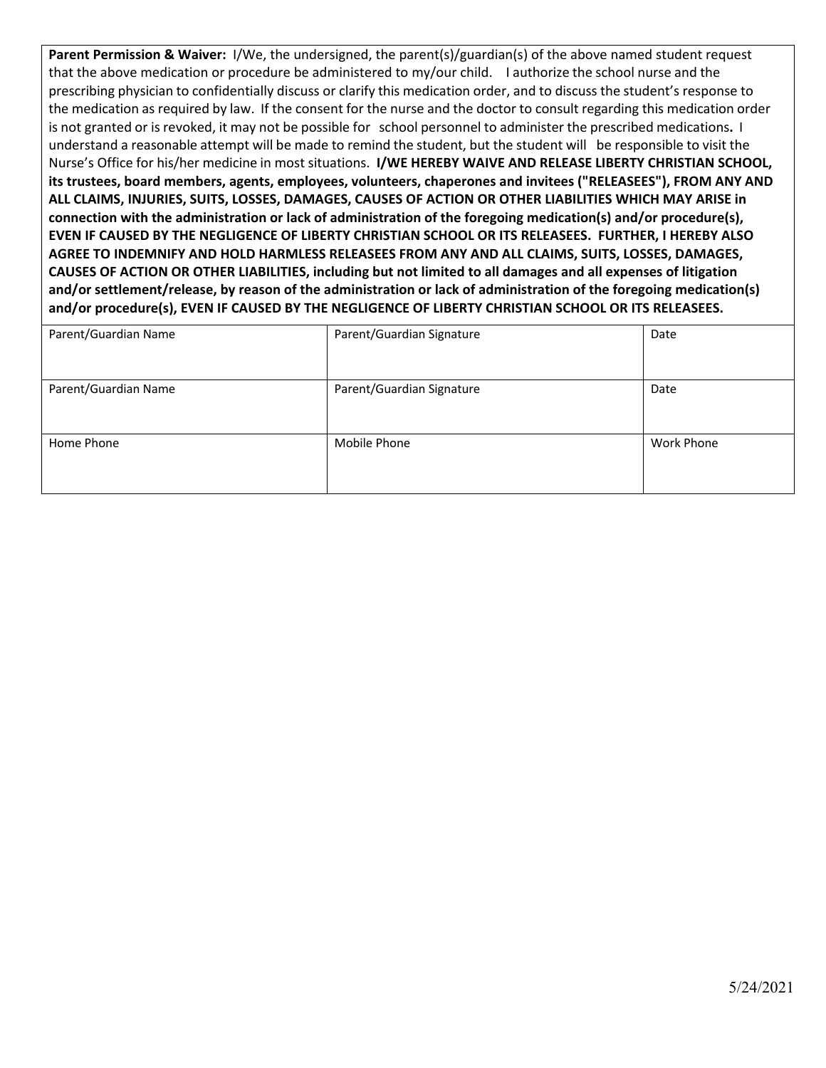**Parent Permission & Waiver:** I/We, the undersigned, the parent(s)/guardian(s) of the above named student request that the above medication or procedure be administered to my/our child. I authorize the school nurse and the prescribing physician to confidentially discuss or clarify this medication order, and to discuss the student's response to the medication as required by law. If the consent for the nurse and the doctor to consult regarding this medication order is not granted or is revoked, it may not be possible for school personnel to administer the prescribed medications**.** I understand a reasonable attempt will be made to remind the student, but the student will be responsible to visit the Nurse's Office for his/her medicine in most situations. **I/WE HEREBY WAIVE AND RELEASE LIBERTY CHRISTIAN SCHOOL, its trustees, board members, agents, employees, volunteers, chaperones and invitees ("RELEASEES"), FROM ANY AND ALL CLAIMS, INJURIES, SUITS, LOSSES, DAMAGES, CAUSES OF ACTION OR OTHER LIABILITIES WHICH MAY ARISE in connection with the administration or lack of administration of the foregoing medication(s) and/or procedure(s), EVEN IF CAUSED BY THE NEGLIGENCE OF LIBERTY CHRISTIAN SCHOOL OR ITS RELEASEES. FURTHER, I HEREBY ALSO AGREE TO INDEMNIFY AND HOLD HARMLESS RELEASEES FROM ANY AND ALL CLAIMS, SUITS, LOSSES, DAMAGES, CAUSES OF ACTION OR OTHER LIABILITIES, including but not limited to all damages and all expenses of litigation and/or settlement/release, by reason of the administration or lack of administration of the foregoing medication(s) and/or procedure(s), EVEN IF CAUSED BY THE NEGLIGENCE OF LIBERTY CHRISTIAN SCHOOL OR ITS RELEASEES.**

| | | |
|---|---|---|
| Parent/Guardian Name | Parent/Guardian Signature | Date |
| Parent/Guardian Name | Parent/Guardian Signature | Date |
| Home Phone | Mobile Phone | Work Phone |

5/24/2021